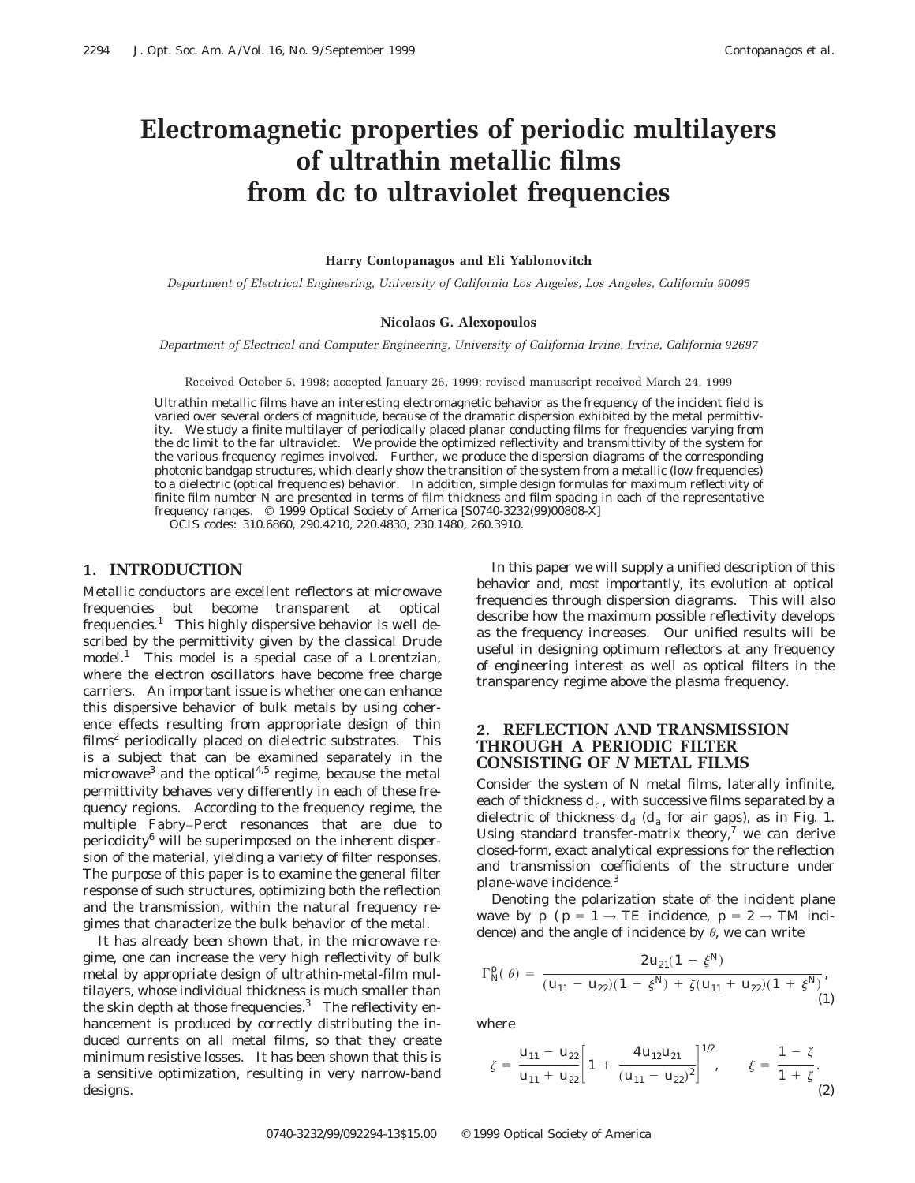# Electromagnetic properties of periodic multilayers of ultrathin metallic films from dc to ultraviolet frequencies

**Harry Contopanagos and Eli Yablonovitch**

*Department of Electrical Engineering, University of California Los Angeles, Los Angeles, California 90095*

**Nicolaos G. Alexopoulos**

*Department of Electrical and Computer Engineering, University of California Irvine, Irvine, California 92697*

Received October 5, 1998; accepted January 26, 1999; revised manuscript received March 24, 1999

Ultrathin metallic films have an interesting electromagnetic behavior as the frequency of the incident field is varied over several orders of magnitude, because of the dramatic dispersion exhibited by the metal permittivity. We study a finite multilayer of periodically placed planar conducting films for frequencies varying from the dc limit to the far ultraviolet. We provide the optimized reflectivity and transmittivity of the system for the various frequency regimes involved. Further, we produce the dispersion diagrams of the corresponding photonic bandgap structures, which clearly show the transition of the system from a metallic (low frequencies) to a dielectric (optical frequencies) behavior. In addition, simple design formulas for maximum reflectivity of finite film number N are presented in terms of film thickness and film spacing in each of the representative frequency ranges. © 1999 Optical Society of America [S0740-3232(99)00808-X]

OCIS codes: 310.6860, 290.4210, 220.4830, 230.1480, 260.3910.

## 1. INTRODUCTION

Metallic conductors are excellent reflectors at microwave frequencies but become transparent at optical frequencies.[1] This highly dispersive behavior is well described by the permittivity given by the classical Drude model.[1] This model is a special case of a Lorentzian, where the electron oscillators have become free charge carriers. An important issue is whether one can enhance this dispersive behavior of bulk metals by using coherence effects resulting from appropriate design of thin films[2] periodically placed on dielectric substrates. This is a subject that can be examined separately in the microwave[3] and the optical[4,5] regime, because the metal permittivity behaves very differently in each of these frequency regions. According to the frequency regime, the multiple Fabry–Perot resonances that are due to periodicity[6] will be superimposed on the inherent dispersion of the material, yielding a variety of filter responses. The purpose of this paper is to examine the general filter response of such structures, optimizing both the reflection and the transmission, within the natural frequency regimes that characterize the bulk behavior of the metal.

It has already been shown that, in the microwave regime, one can increase the very high reflectivity of bulk metal by appropriate design of ultrathin-metal-film multilayers, whose individual thickness is much smaller than the skin depth at those frequencies.[3] The reflectivity enhancement is produced by correctly distributing the induced currents on all metal films, so that they create minimum resistive losses. It has been shown that this is a sensitive optimization, resulting in very narrow-band designs.

In this paper we will supply a unified description of this behavior and, most importantly, its evolution at optical frequencies through dispersion diagrams. This will also describe how the maximum possible reflectivity develops as the frequency increases. Our unified results will be useful in designing optimum reflectors at any frequency of engineering interest as well as optical filters in the transparency regime above the plasma frequency.

## 2. REFLECTION AND TRANSMISSION THROUGH A PERIODIC FILTER CONSISTING OF *N* METAL FILMS

Consider the system of N metal films, laterally infinite, each of thickness $d_c$, with successive films separated by a dielectric of thickness $d_d$ ($d_a$ for air gaps), as in Fig. 1. Using standard transfer-matrix theory,[7] we can derive closed-form, exact analytical expressions for the reflection and transmission coefficients of the structure under plane-wave incidence.[3]

Denoting the polarization state of the incident plane wave by p ($p = 1 \rightarrow$ TE incidence, $p = 2 \rightarrow$ TM incidence) and the angle of incidence by $\theta$, we can write

$$\Gamma_N^p(\theta) = \frac{2u_{21}(1 - \xi^N)}{(u_{11} - u_{22})(1 - \xi^N) + \zeta(u_{11} + u_{22})(1 + \xi^N)}, \tag{1}$$

where

$$\zeta = \frac{u_{11} - u_{22}}{u_{11} + u_{22}}\left[1 + \frac{4u_{12}u_{21}}{(u_{11} - u_{22})^2}\right]^{1/2}, \qquad \xi = \frac{1 - \zeta}{1 + \zeta}. \tag{2}$$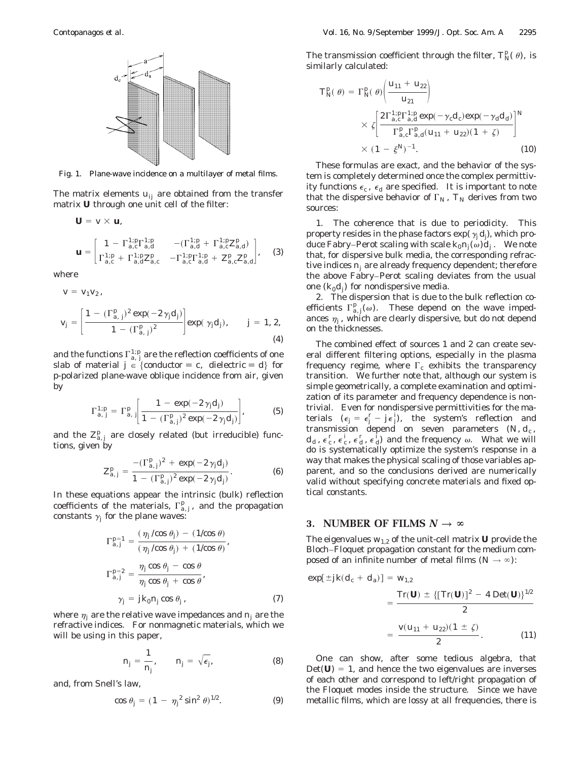Fig. 1. Plane-wave incidence on a multilayer of metal films.

The matrix elements $u_{ij}$ are obtained from the transfer matrix $\mathbf{U}$ through one unit cell of the filter:

$$\mathbf{U} = v \times \mathbf{u},$$

$$\mathbf{u} = \begin{bmatrix} 1 - \Gamma_{a,c}^{1;p}\Gamma_{a,d}^{1;p} & -(\Gamma_{a,d}^{1;p} + \Gamma_{a,c}^{1;p}Z_{a,d}^{p}) \\ \Gamma_{a,c}^{1;p} + \Gamma_{a,d}^{1;p}Z_{a,c}^{p} & -\Gamma_{a,c}^{1;p}\Gamma_{a,d}^{1;p} + Z_{a,c}^{p}Z_{a,d}^{p} \end{bmatrix}, \tag{3}$$

where

$$v = v_1 v_2,$$

$$v_j = \left[\frac{1 - (\Gamma_{a,j}^{p})^2 \exp(-2\gamma_j d_j)}{1 - (\Gamma_{a,j}^{p})^2}\right]\exp(\gamma_j d_j), \qquad j = 1, 2, \tag{4}$$

and the functions $\Gamma_{a,j}^{1;p}$ are the reflection coefficients of one slab of material $j \in \{\text{conductor} \equiv c, \text{ dielectric} \equiv d\}$ for p-polarized plane-wave oblique incidence from air, given by

$$\Gamma_{a,j}^{1;p} = \Gamma_{a,j}^{p}\left[\frac{1 - \exp(-2\gamma_j d_j)}{1 - (\Gamma_{a,j}^{p})^2 \exp(-2\gamma_j d_j)}\right], \tag{5}$$

and the $Z_{a,j}^{p}$ are closely related (but irreducible) functions, given by

$$Z_{a,j}^{p} = \frac{-(\Gamma_{a,j}^{p})^2 + \exp(-2\gamma_j d_j)}{1 - (\Gamma_{a,j}^{p})^2 \exp(-2\gamma_j d_j)}. \tag{6}$$

In these equations appear the intrinsic (bulk) reflection coefficients of the materials, $\Gamma_{a,j}^{p}$, and the propagation constants $\gamma_j$ for the plane waves:

$$\Gamma_{a,j}^{p=1} = \frac{(\eta_j/\cos\theta_j) - (1/\cos\theta)}{(\eta_j/\cos\theta_j) + (1/\cos\theta)},$$

$$\Gamma_{a,j}^{p=2} = \frac{\eta_j \cos\theta_j - \cos\theta}{\eta_j \cos\theta_j + \cos\theta},$$

$$\gamma_j = jk_0 n_j \cos\theta_j, \tag{7}$$

where $\eta_j$ are the relative wave impedances and $n_j$ are the refractive indices. For nonmagnetic materials, which we will be using in this paper,

$$n_j = \frac{1}{\eta_j}, \qquad n_j = \sqrt{\epsilon_j}, \tag{8}$$

and, from Snell's law,

$$\cos\theta_j = (1 - \eta_j^{\,2} \sin^2\theta)^{1/2}. \tag{9}$$

The transmission coefficient through the filter, $T_N^p(\theta)$, is similarly calculated:

$$T_N^p(\theta) = \Gamma_N^p(\theta)\left(\frac{u_{11} + u_{22}}{u_{21}}\right) \times \zeta\left[\frac{2\Gamma_{a,c}^{1;p}\Gamma_{a,d}^{1;p}\exp(-\gamma_c d_c)\exp(-\gamma_d d_d)}{\Gamma_{a,c}^{p}\Gamma_{a,d}^{p}(u_{11} + u_{22})(1 + \zeta)}\right]^N \times (1 - \xi^N)^{-1}. \tag{10}$$

These formulas are exact, and the behavior of the system is completely determined once the complex permittivity functions $\epsilon_c$, $\epsilon_d$ are specified. It is important to note that the dispersive behavior of $\Gamma_N$, $T_N$ derives from two sources:

1. The coherence that is due to periodicity. This property resides in the phase factors $\exp(\gamma_j d_j)$, which produce Fabry–Perot scaling with scale $k_0 n_j(\omega) d_j$. We note that, for dispersive bulk media, the corresponding refractive indices $n_j$ are already frequency dependent; therefore the above Fabry–Perot scaling deviates from the usual one $(k_0 d_j)$ for nondispersive media.

2. The dispersion that is due to the bulk reflection coefficients $\Gamma_{a,j}^{p}(\omega)$. These depend on the wave impedances $\eta_j$, which are clearly dispersive, but do not depend on the thicknesses.

The combined effect of sources 1 and 2 can create several different filtering options, especially in the plasma frequency regime, where $\Gamma_c$ exhibits the transparency transition. We further note that, although our system is simple geometrically, a complete examination and optimization of its parameter and frequency dependence is nontrivial. Even for nondispersive permittivities for the materials ($\epsilon_j = \epsilon_j^r - j\epsilon_j^i$), the system's reflection and transmission depend on seven parameters ($N, d_c, d_d, \epsilon_c^r, \epsilon_c^i, \epsilon_d^r, \epsilon_d^i$) and the frequency $\omega$. What we will do is systematically optimize the system's response in a way that makes the physical scaling of those variables apparent, and so the conclusions derived are numerically valid without specifying concrete materials and fixed optical constants.

## 3. NUMBER OF FILMS $N \to \infty$

The eigenvalues $w_{1,2}$ of the unit-cell matrix $\mathbf{U}$ provide the Bloch–Floquet propagation constant for the medium composed of an infinite number of metal films ($N \to \infty$):

$$\exp[\pm jk(d_c + d_a)] = w_{1,2} = \frac{\mathrm{Tr}(\mathbf{U}) \pm \{[\mathrm{Tr}(\mathbf{U})]^2 - 4\,\mathrm{Det}(\mathbf{U})\}^{1/2}}{2} = \frac{v(u_{11} + u_{22})(1 \pm \zeta)}{2}. \tag{11}$$

One can show, after some tedious algebra, that $\mathrm{Det}(\mathbf{U}) = 1$, and hence the two eigenvalues are inverses of each other and correspond to left/right propagation of the Floquet modes inside the structure. Since we have metallic films, which are lossy at all frequencies, there is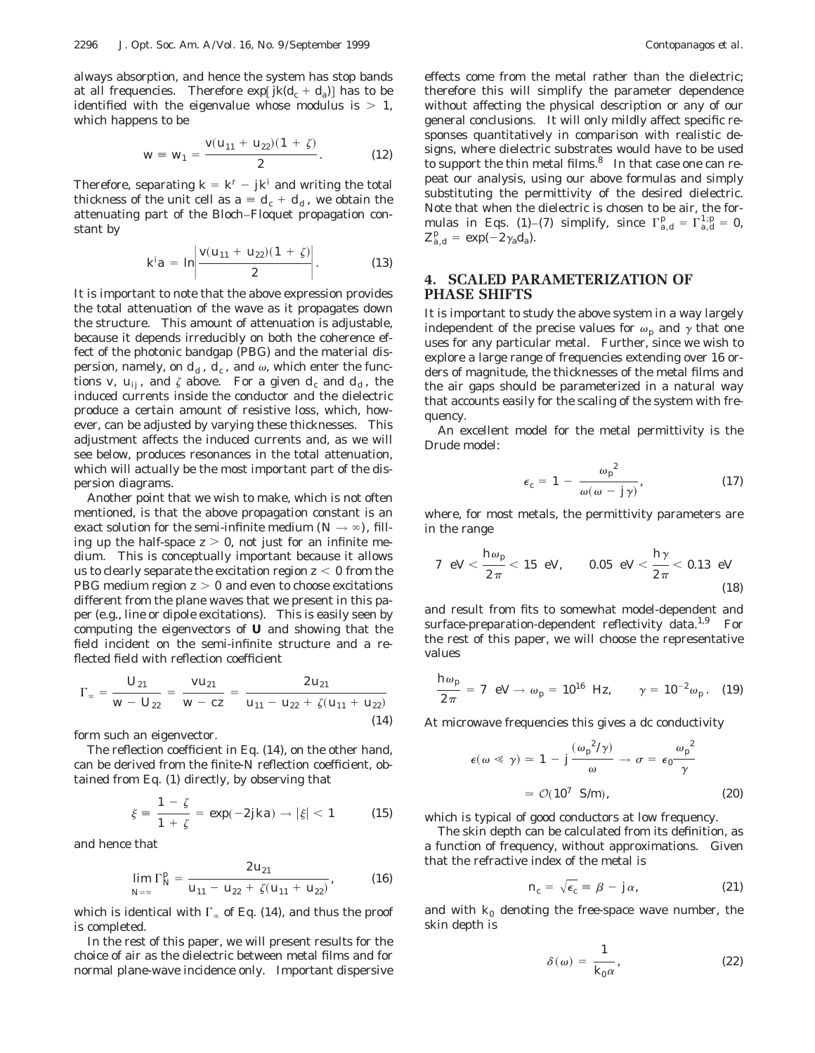always absorption, and hence the system has stop bands at all frequencies. Therefore $\exp[jk(d_c + d_a)]$ has to be identified with the eigenvalue whose modulus is $> 1$, which happens to be

$$w \equiv w_1 = \frac{v(u_{11} + u_{22})(1 + \zeta)}{2}. \tag{12}$$

Therefore, separating $k = k^r - jk^i$ and writing the total thickness of the unit cell as $a \equiv d_c + d_d$, we obtain the attenuating part of the Bloch–Floquet propagation constant by

$$k^i a = \ln\left|\frac{v(u_{11} + u_{22})(1 + \zeta)}{2}\right|. \tag{13}$$

It is important to note that the above expression provides the total attenuation of the wave as it propagates down the structure. This amount of attenuation is adjustable, because it depends irreducibly on both the coherence effect of the photonic bandgap (PBG) and the material dispersion, namely, on $d_d$, $d_c$, and $\omega$, which enter the functions $v$, $u_{ij}$, and $\zeta$ above. For a given $d_c$ and $d_d$, the induced currents inside the conductor and the dielectric produce a certain amount of resistive loss, which, however, can be adjusted by varying these thicknesses. This adjustment affects the induced currents and, as we will see below, produces resonances in the total attenuation, which will actually be the most important part of the dispersion diagrams.

Another point that we wish to make, which is not often mentioned, is that the above propagation constant is an exact solution for the semi-infinite medium ($N \to \infty$), filling up the half-space $z > 0$, not just for an infinite medium. This is conceptually important because it allows us to clearly separate the excitation region $z < 0$ from the PBG medium region $z > 0$ and even to choose excitations different from the plane waves that we present in this paper (e.g., line or dipole excitations). This is easily seen by computing the eigenvectors of $\mathbf{U}$ and showing that the field incident on the semi-infinite structure and a reflected field with reflection coefficient

$$\Gamma_\infty = \frac{U_{21}}{w - U_{22}} = \frac{vu_{21}}{w - cz} = \frac{2u_{21}}{u_{11} - u_{22} + \zeta(u_{11} + u_{22})} \tag{14}$$

form such an eigenvector.

The reflection coefficient in Eq. (14), on the other hand, can be derived from the finite-$N$ reflection coefficient, obtained from Eq. (1) directly, by observing that

$$\xi \equiv \frac{1 - \zeta}{1 + \zeta} = \exp(-2jka) \to |\xi| < 1 \tag{15}$$

and hence that

$$\lim_{N=\infty} \Gamma_N^p = \frac{2u_{21}}{u_{11} - u_{22} + \zeta(u_{11} + u_{22})}, \tag{16}$$

which is identical with $\Gamma_\infty$ of Eq. (14), and thus the proof is completed.

In the rest of this paper, we will present results for the choice of air as the dielectric between metal films and for normal plane-wave incidence only. Important dispersive effects come from the metal rather than the dielectric; therefore this will simplify the parameter dependence without affecting the physical description or any of our general conclusions. It will only mildly affect specific responses quantitatively in comparison with realistic designs, where dielectric substrates would have to be used to support the thin metal films.[8] In that case one can repeat our analysis, using our above formulas and simply substituting the permittivity of the desired dielectric. Note that when the dielectric is chosen to be air, the formulas in Eqs. (1)–(7) simplify, since $\Gamma_{a,d}^p = \Gamma_{a,d}^{1;p} = 0$, $Z_{a,d}^p = \exp(-2\gamma_a d_a)$.

## 4. SCALED PARAMETERIZATION OF PHASE SHIFTS

It is important to study the above system in a way largely independent of the precise values for $\omega_p$ and $\gamma$ that one uses for any particular metal. Further, since we wish to explore a large range of frequencies extending over 16 orders of magnitude, the thicknesses of the metal films and the air gaps should be parameterized in a natural way that accounts easily for the scaling of the system with frequency.

An excellent model for the metal permittivity is the Drude model:

$$\epsilon_c = 1 - \frac{\omega_p^2}{\omega(\omega - j\gamma)}, \tag{17}$$

where, for most metals, the permittivity parameters are in the range

$$7\ \text{eV} < \frac{h\omega_p}{2\pi} < 15\ \text{eV}, \qquad 0.05\ \text{eV} < \frac{h\gamma}{2\pi} < 0.13\ \text{eV} \tag{18}$$

and result from fits to somewhat model-dependent and surface-preparation-dependent reflectivity data.[1,9] For the rest of this paper, we will choose the representative values

$$\frac{h\omega_p}{2\pi} = 7\ \text{eV} \to \omega_p = 10^{16}\ \text{Hz}, \qquad \gamma = 10^{-2}\omega_p. \tag{19}$$

At microwave frequencies this gives a dc conductivity

$$\epsilon(\omega \ll \gamma) \simeq 1 - j\frac{(\omega_p^2/\gamma)}{\omega} \to \sigma = \epsilon_0 \frac{\omega_p^2}{\gamma} \simeq \mathcal{O}(10^7\ \text{S/m}), \tag{20}$$

which is typical of good conductors at low frequency.

The skin depth can be calculated from its definition, as a function of frequency, without approximations. Given that the refractive index of the metal is

$$n_c = \sqrt{\epsilon_c} \equiv \beta - j\alpha, \tag{21}$$

and with $k_0$ denoting the free-space wave number, the skin depth is

$$\delta(\omega) = \frac{1}{k_0 \alpha}, \tag{22}$$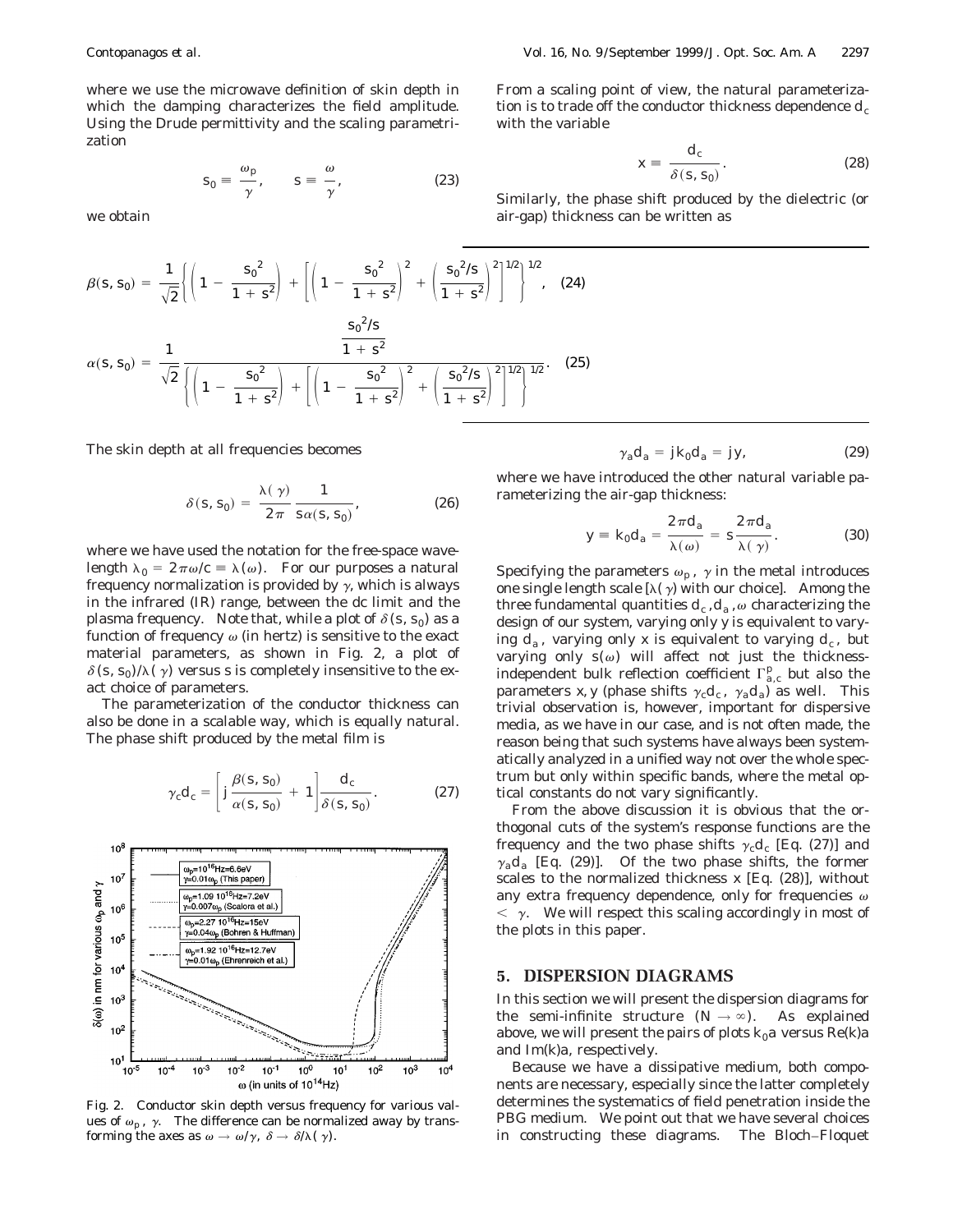where we use the microwave definition of skin depth in which the damping characterizes the field amplitude. Using the Drude permittivity and the scaling parametrization

$$s_0 \equiv \frac{\omega_p}{\gamma}, \qquad s \equiv \frac{\omega}{\gamma}, \tag{23}$$

we obtain

$$\beta(s, s_0) = \frac{1}{\sqrt{2}}\left\{\left(1 - \frac{s_0^2}{1+s^2}\right) + \left[\left(1 - \frac{s_0^2}{1+s^2}\right)^2 + \left(\frac{s_0^2/s}{1+s^2}\right)^2\right]^{1/2}\right\}^{1/2}, \tag{24}$$

$$\alpha(s, s_0) = \frac{1}{\sqrt{2}} \frac{\dfrac{s_0^2/s}{1+s^2}}{\left\{\left(1 - \dfrac{s_0^2}{1+s^2}\right) + \left[\left(1 - \dfrac{s_0^2}{1+s^2}\right)^2 + \left(\dfrac{s_0^2/s}{1+s^2}\right)^2\right]^{1/2}\right\}^{1/2}}. \tag{25}$$

The skin depth at all frequencies becomes

$$\delta(s, s_0) = \frac{\lambda(\gamma)}{2\pi}\frac{1}{s\alpha(s, s_0)}, \tag{26}$$

where we have used the notation for the free-space wavelength $\lambda_0 = 2\pi\omega/c \equiv \lambda(\omega)$. For our purposes a natural frequency normalization is provided by $\gamma$, which is always in the infrared (IR) range, between the dc limit and the plasma frequency. Note that, while a plot of $\delta(s, s_0)$ as a function of frequency $\omega$ (in hertz) is sensitive to the exact material parameters, as shown in Fig. 2, a plot of $\delta(s, s_0)/\lambda(\gamma)$ versus $s$ is completely insensitive to the exact choice of parameters.

The parameterization of the conductor thickness can also be done in a scalable way, which is equally natural. The phase shift produced by the metal film is

$$\gamma_c d_c = \left[j\frac{\beta(s, s_0)}{\alpha(s, s_0)} + 1\right]\frac{d_c}{\delta(s, s_0)}. \tag{27}$$

Fig. 2. Conductor skin depth versus frequency for various values of $\omega_p$, $\gamma$. The difference can be normalized away by transforming the axes as $\omega \to \omega/\gamma$, $\delta \to \delta/\lambda(\gamma)$.

From a scaling point of view, the natural parameterization is to trade off the conductor thickness dependence $d_c$ with the variable

$$x \equiv \frac{d_c}{\delta(s, s_0)}. \tag{28}$$

Similarly, the phase shift produced by the dielectric (or air-gap) thickness can be written as

$$\gamma_a d_a = jk_0 d_a = jy, \tag{29}$$

where we have introduced the other natural variable parameterizing the air-gap thickness:

$$y \equiv k_0 d_a = \frac{2\pi d_a}{\lambda(\omega)} = s\frac{2\pi d_a}{\lambda(\gamma)}. \tag{30}$$

Specifying the parameters $\omega_p$, $\gamma$ in the metal introduces one single length scale [$\lambda(\gamma)$ with our choice]. Among the three fundamental quantities $d_c, d_a, \omega$ characterizing the design of our system, varying only $y$ is equivalent to varying $d_a$, varying only $x$ is equivalent to varying $d_c$, but varying only $s(\omega)$ will affect not just the thickness-independent bulk reflection coefficient $\Gamma^p_{a,c}$ but also the parameters $x, y$ (phase shifts $\gamma_c d_c$, $\gamma_a d_a$) as well. This trivial observation is, however, important for dispersive media, as we have in our case, and is not often made, the reason being that such systems have always been systematically analyzed in a unified way not over the whole spectrum but only within specific bands, where the metal optical constants do not vary significantly.

From the above discussion it is obvious that the orthogonal cuts of the system's response functions are the frequency and the two phase shifts $\gamma_c d_c$ [Eq. (27)] and $\gamma_a d_a$ [Eq. (29)]. Of the two phase shifts, the former scales to the normalized thickness $x$ [Eq. (28)], without any extra frequency dependence, only for frequencies $\omega < \gamma$. We will respect this scaling accordingly in most of the plots in this paper.

## 5. DISPERSION DIAGRAMS

In this section we will present the dispersion diagrams for the semi-infinite structure ($N \to \infty$). As explained above, we will present the pairs of plots $k_0 a$ versus $\mathrm{Re}(k)a$ and $\mathrm{Im}(k)a$, respectively.

Because we have a dissipative medium, both components are necessary, especially since the latter completely determines the systematics of field penetration inside the PBG medium. We point out that we have several choices in constructing these diagrams. The Bloch–Floquet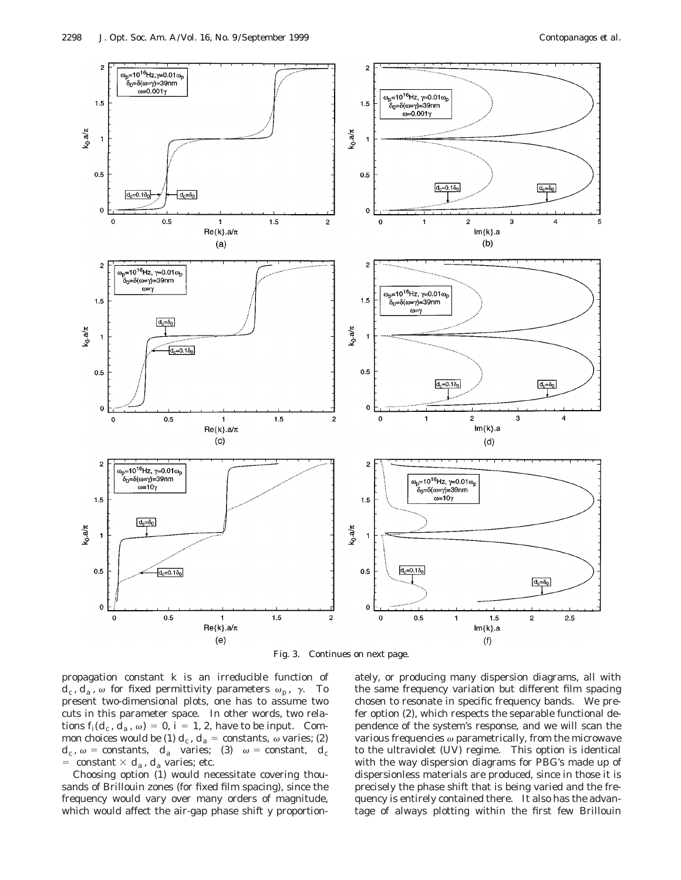Fig. 3. Continues on next page.

propagation constant $k$ is an irreducible function of $d_c$, $d_a$, $\omega$ for fixed permittivity parameters $\omega_p$, $\gamma$. To present two-dimensional plots, one has to assume two cuts in this parameter space. In other words, two relations $f_i(d_c, d_a, \omega) = 0$, $i = 1, 2$, have to be input. Common choices would be (1) $d_c$, $d_a$ = constants, $\omega$ varies; (2) $d_c$, $\omega$ = constants, $d_a$ varies; (3) $\omega$ = constant, $d_c$ = constant $\times$ $d_a$, $d_a$ varies; etc.

Choosing option (1) would necessitate covering thousands of Brillouin zones (for fixed film spacing), since the frequency would vary over many orders of magnitude, which would affect the air-gap phase shift $y$ proportionately, or producing many dispersion diagrams, all with the same frequency variation but different film spacing chosen to resonate in specific frequency bands. We prefer option (2), which respects the separable functional dependence of the system's response, and we will scan the various frequencies $\omega$ parametrically, from the microwave to the ultraviolet (UV) regime. This option is identical with the way dispersion diagrams for PBG's made up of dispersionless materials are produced, since in those it is precisely the phase shift that is being varied and the frequency is entirely contained there. It also has the advantage of always plotting within the first few Brillouin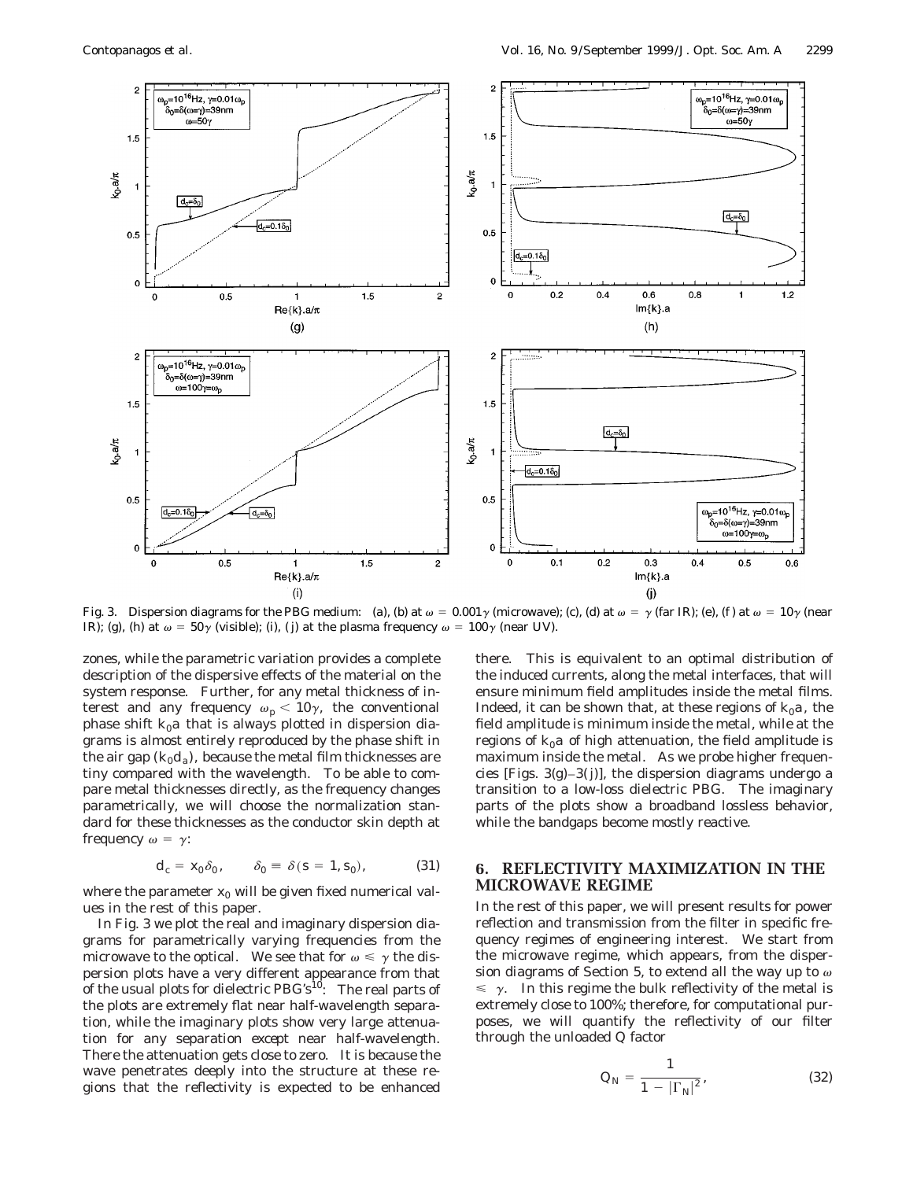Fig. 3. Dispersion diagrams for the PBG medium: (a), (b) at $\omega = 0.001\gamma$ (microwave); (c), (d) at $\omega = \gamma$ (far IR); (e), (f) at $\omega = 10\gamma$ (near IR); (g), (h) at $\omega = 50\gamma$ (visible); (i), (j) at the plasma frequency $\omega = 100\gamma$ (near UV).

zones, while the parametric variation provides a complete description of the dispersive effects of the material on the system response. Further, for any metal thickness of interest and any frequency $\omega_p < 10\gamma$, the conventional phase shift $k_0 a$ that is always plotted in dispersion diagrams is almost entirely reproduced by the phase shift in the air gap ($k_0 d_a$), because the metal film thicknesses are tiny compared with the wavelength. To be able to compare metal thicknesses directly, as the frequency changes parametrically, we will choose the normalization standard for these thicknesses as the conductor skin depth at frequency $\omega = \gamma$:

$$d_c = x_0 \delta_0, \qquad \delta_0 \equiv \delta(s = 1, s_0), \tag{31}$$

where the parameter $x_0$ will be given fixed numerical values in the rest of this paper.

In Fig. 3 we plot the real and imaginary dispersion diagrams for parametrically varying frequencies from the microwave to the optical. We see that for $\omega \leq \gamma$ the dispersion plots have a very different appearance from that of the usual plots for dielectric PBG's[10]: The real parts of the plots are extremely flat near half-wavelength separation, while the imaginary plots show very large attenuation for any separation except near half-wavelength. There the attenuation gets close to zero. It is because the wave penetrates deeply into the structure at these regions that the reflectivity is expected to be enhanced there. This is equivalent to an optimal distribution of the induced currents, along the metal interfaces, that will ensure minimum field amplitudes inside the metal films. Indeed, it can be shown that, at these regions of $k_0 a$, the field amplitude is minimum inside the metal, while at the regions of $k_0 a$ of high attenuation, the field amplitude is maximum inside the metal. As we probe higher frequencies [Figs. 3(g)–3(j)], the dispersion diagrams undergo a transition to a low-loss dielectric PBG. The imaginary parts of the plots show a broadband lossless behavior, while the bandgaps become mostly reactive.

## 6. REFLECTIVITY MAXIMIZATION IN THE MICROWAVE REGIME

In the rest of this paper, we will present results for power reflection and transmission from the filter in specific frequency regimes of engineering interest. We start from the microwave regime, which appears, from the dispersion diagrams of Section 5, to extend all the way up to $\omega \leq \gamma$. In this regime the bulk reflectivity of the metal is extremely close to 100%; therefore, for computational purposes, we will quantify the reflectivity of our filter through the unloaded Q factor

$$Q_N = \frac{1}{1 - |\Gamma_N|^2}, \tag{32}$$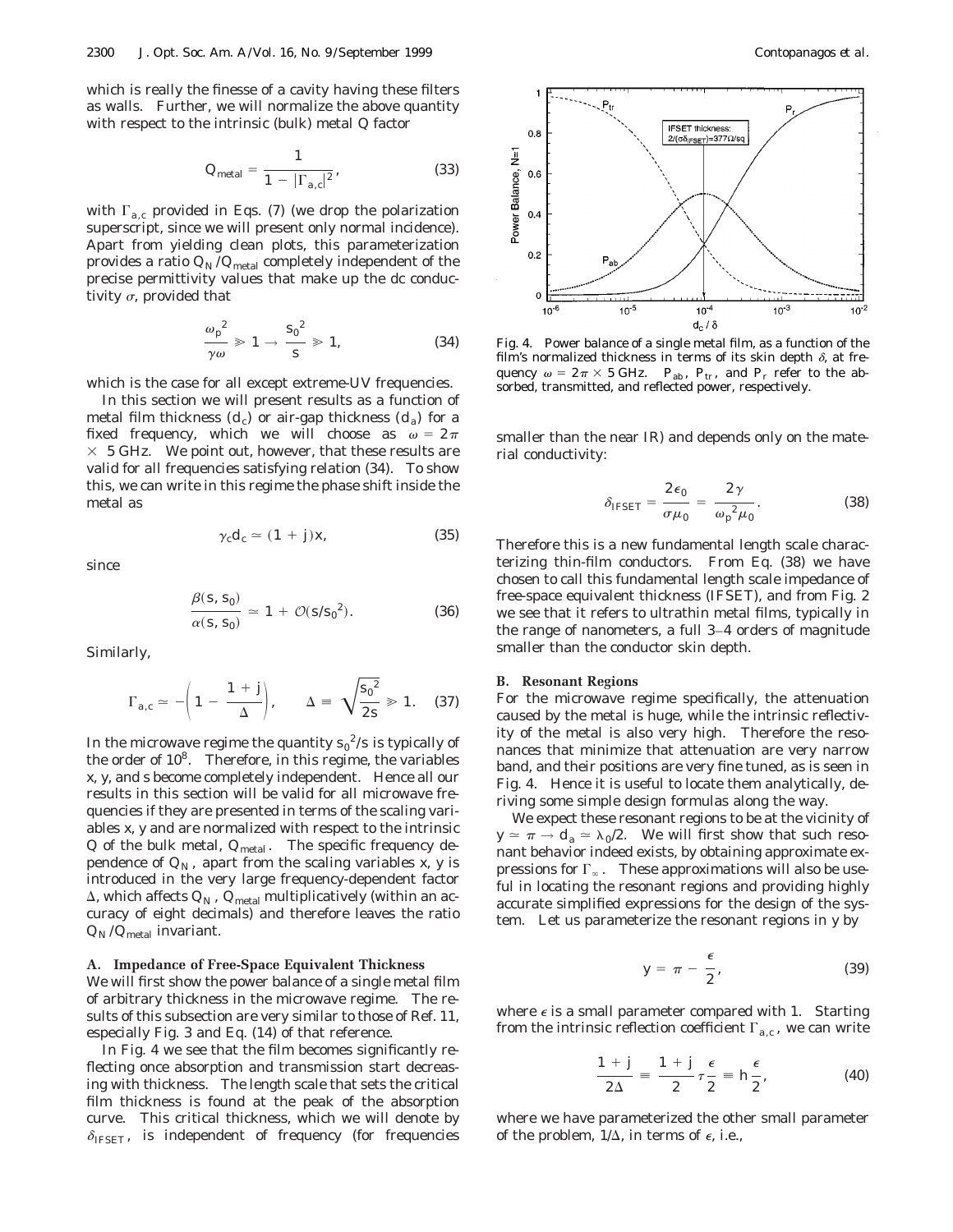which is really the finesse of a cavity having these filters as walls. Further, we will normalize the above quantity with respect to the intrinsic (bulk) metal Q factor

$$Q_{\text{metal}} = \frac{1}{1 - |\Gamma_{a,c}|^2}, \tag{33}$$

with $\Gamma_{a,c}$ provided in Eqs. (7) (we drop the polarization superscript, since we will present only normal incidence). Apart from yielding clean plots, this parameterization provides a ratio $Q_N/Q_{\text{metal}}$ completely independent of the precise permittivity values that make up the dc conductivity $\sigma$, provided that

$$\frac{\omega_p^2}{\gamma\omega} \gg 1 \rightarrow \frac{s_0^2}{s} \gg 1, \tag{34}$$

which is the case for all except extreme-UV frequencies.

In this section we will present results as a function of metal film thickness ($d_c$) or air-gap thickness ($d_a$) for a fixed frequency, which we will choose as $\omega = 2\pi \times 5$ GHz. We point out, however, that these results are valid for all frequencies satisfying relation (34). To show this, we can write in this regime the phase shift inside the metal as

$$\gamma_c d_c \simeq (1 + j)x, \tag{35}$$

since

$$\frac{\beta(s, s_0)}{\alpha(s, s_0)} \simeq 1 + \mathcal{O}(s/s_0^2). \tag{36}$$

Similarly,

$$\Gamma_{a,c} \simeq -\left(1 - \frac{1 + j}{\Delta}\right), \qquad \Delta \equiv \sqrt{\frac{s_0^2}{2s}} \gg 1. \tag{37}$$

In the microwave regime the quantity $s_0^2/s$ is typically of the order of $10^8$. Therefore, in this regime, the variables $x$, $y$, and $s$ become completely independent. Hence all our results in this section will be valid for all microwave frequencies if they are presented in terms of the scaling variables $x$, $y$ and are normalized with respect to the intrinsic $Q$ of the bulk metal, $Q_{\text{metal}}$. The specific frequency dependence of $Q_N$, apart from the scaling variables $x$, $y$ is introduced in the very large frequency-dependent factor $\Delta$, which affects $Q_N$, $Q_{\text{metal}}$ multiplicatively (within an accuracy of eight decimals) and therefore leaves the ratio $Q_N/Q_{\text{metal}}$ invariant.

### A. Impedance of Free-Space Equivalent Thickness

We will first show the power balance of a single metal film of arbitrary thickness in the microwave regime. The results of this subsection are very similar to those of Ref. 11, especially Fig. 3 and Eq. (14) of that reference.

In Fig. 4 we see that the film becomes significantly reflecting once absorption and transmission start decreasing with thickness. The length scale that sets the critical film thickness is found at the peak of the absorption curve. This critical thickness, which we will denote by $\delta_{\text{IFSET}}$, is independent of frequency (for frequencies smaller than the near IR) and depends only on the material conductivity:

Fig. 4. Power balance of a single metal film, as a function of the film's normalized thickness in terms of its skin depth $\delta$, at frequency $\omega = 2\pi \times 5$ GHz. $P_{ab}$, $P_{tr}$, and $P_r$ refer to the absorbed, transmitted, and reflected power, respectively.

$$\delta_{\text{IFSET}} = \frac{2\epsilon_0}{\sigma\mu_0} = \frac{2\gamma}{\omega_p^2\mu_0}. \tag{38}$$

Therefore this is a new fundamental length scale characterizing thin-film conductors. From Eq. (38) we have chosen to call this fundamental length scale impedance of free-space equivalent thickness (IFSET), and from Fig. 2 we see that it refers to ultrathin metal films, typically in the range of nanometers, a full 3–4 orders of magnitude smaller than the conductor skin depth.

### B. Resonant Regions

For the microwave regime specifically, the attenuation caused by the metal is huge, while the intrinsic reflectivity of the metal is also very high. Therefore the resonances that minimize that attenuation are very narrow band, and their positions are very fine tuned, as is seen in Fig. 4. Hence it is useful to locate them analytically, deriving some simple design formulas along the way.

We expect these resonant regions to be at the vicinity of $y \simeq \pi \rightarrow d_a \simeq \lambda_0/2$. We will first show that such resonant behavior indeed exists, by obtaining approximate expressions for $\Gamma_\infty$. These approximations will also be useful in locating the resonant regions and providing highly accurate simplified expressions for the design of the system. Let us parameterize the resonant regions in $y$ by

$$y = \pi - \frac{\epsilon}{2}, \tag{39}$$

where $\epsilon$ is a small parameter compared with 1. Starting from the intrinsic reflection coefficient $\Gamma_{a,c}$, we can write

$$\frac{1 + j}{2\Delta} \equiv \frac{1 + j}{2}\tau\frac{\epsilon}{2} \equiv h\frac{\epsilon}{2}, \tag{40}$$

where we have parameterized the other small parameter of the problem, $1/\Delta$, in terms of $\epsilon$, i.e.,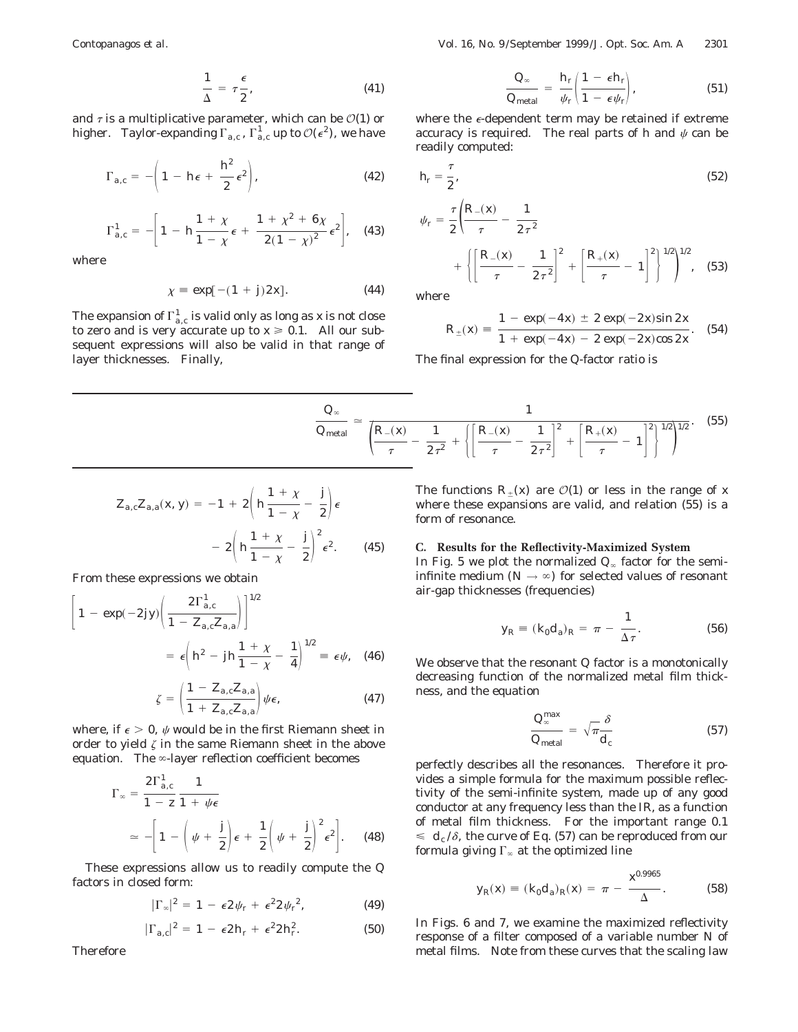$$\frac{1}{\Delta} = \tau \frac{\epsilon}{2}, \tag{41}$$

and $\tau$ is a multiplicative parameter, which can be $\mathcal{O}(1)$ or higher. Taylor-expanding $\Gamma_{a,c}$, $\Gamma^1_{a,c}$ up to $\mathcal{O}(\epsilon^2)$, we have

$$\Gamma_{a,c} = -\left(1 - h\epsilon + \frac{h^2}{2}\epsilon^2\right), \tag{42}$$

$$\Gamma^1_{a,c} = -\left[1 - h\frac{1+\chi}{1-\chi}\epsilon + \frac{1+\chi^2+6\chi}{2(1-\chi)^2}\epsilon^2\right], \tag{43}$$

where

$$\chi \equiv \exp[-(1+j)2x]. \tag{44}$$

The expansion of $\Gamma^1_{a,c}$ is valid only as long as $x$ is not close to zero and is very accurate up to $x \geq 0.1$. All our subsequent expressions will also be valid in that range of layer thicknesses. Finally,

$$Z_{a,c}Z_{a,a}(x, y) = -1 + 2\left(h\frac{1+\chi}{1-\chi} - \frac{j}{2}\right)\epsilon - 2\left(h\frac{1+\chi}{1-\chi} - \frac{j}{2}\right)^2\epsilon^2. \tag{45}$$

From these expressions we obtain

$$\left[1 - \exp(-2jy)\left(\frac{2\Gamma^1_{a,c}}{1 - Z_{a,c}Z_{a,a}}\right)\right]^{1/2} = \epsilon\left(h^2 - jh\frac{1+\chi}{1-\chi} - \frac{1}{4}\right)^{1/2} \equiv \epsilon\psi, \tag{46}$$

$$\zeta = \left(\frac{1 - Z_{a,c}Z_{a,a}}{1 + Z_{a,c}Z_{a,a}}\right)\psi\epsilon, \tag{47}$$

where, if $\epsilon > 0$, $\psi$ would be in the first Riemann sheet in order to yield $\zeta$ in the same Riemann sheet in the above equation. The $\infty$-layer reflection coefficient becomes

$$\Gamma_\infty = \frac{2\Gamma^1_{a,c}}{1 - z}\frac{1}{1 + \psi\epsilon} \simeq -\left[1 - \left(\psi + \frac{j}{2}\right)\epsilon + \frac{1}{2}\left(\psi + \frac{j}{2}\right)^2\epsilon^2\right]. \tag{48}$$

These expressions allow us to readily compute the Q factors in closed form:

$$|\Gamma_\infty|^2 = 1 - \epsilon 2\psi_r + \epsilon^2 2\psi_r{}^2, \tag{49}$$

$$|\Gamma_{a,c}|^2 = 1 - \epsilon 2h_r + \epsilon^2 2h_r^2. \tag{50}$$

Therefore

$$\frac{Q_\infty}{Q_{\text{metal}}} = \frac{h_r}{\psi_r}\left(\frac{1 - \epsilon h_r}{1 - \epsilon\psi_r}\right), \tag{51}$$

where the $\epsilon$-dependent term may be retained if extreme accuracy is required. The real parts of h and $\psi$ can be readily computed:

$$h_r = \frac{\tau}{2}, \tag{52}$$

$$\psi_r = \frac{\tau}{2}\left(\frac{R_-(x)}{\tau} - \frac{1}{2\tau^2} + \left\{\left[\frac{R_-(x)}{\tau} - \frac{1}{2\tau^2}\right]^2 + \left[\frac{R_+(x)}{\tau} - 1\right]^2\right\}^{1/2}\right)^{1/2}, \tag{53}$$

where

$$R_\pm(x) \equiv \frac{1 - \exp(-4x) \pm 2\exp(-2x)\sin 2x}{1 + \exp(-4x) - 2\exp(-2x)\cos 2x}. \tag{54}$$

The final expression for the Q-factor ratio is

$$\frac{Q_\infty}{Q_{\text{metal}}} \simeq \frac{1}{\left(\frac{R_-(x)}{\tau} - \frac{1}{2\tau^2} + \left\{\left[\frac{R_-(x)}{\tau} - \frac{1}{2\tau^2}\right]^2 + \left[\frac{R_+(x)}{\tau} - 1\right]^2\right\}^{1/2}\right)^{1/2}}. \tag{55}$$

The functions $R_\pm(x)$ are $\mathcal{O}(1)$ or less in the range of $x$ where these expansions are valid, and relation (55) is a form of resonance.

### C. Results for the Reflectivity-Maximized System

In Fig. 5 we plot the normalized $Q_\infty$ factor for the semi-infinite medium ($N \to \infty$) for selected values of resonant air-gap thicknesses (frequencies)

$$y_R \equiv (k_0 d_a)_R = \pi - \frac{1}{\Delta\tau}. \tag{56}$$

We observe that the resonant Q factor is a monotonically decreasing function of the normalized metal film thickness, and the equation

$$\frac{Q_\infty^{\max}}{Q_{\text{metal}}} = \sqrt{\pi}\frac{\delta}{d_c} \tag{57}$$

perfectly describes all the resonances. Therefore it provides a simple formula for the maximum possible reflectivity of the semi-infinite system, made up of any good conductor at any frequency less than the IR, as a function of metal film thickness. For the important range $0.1 \leq d_c/\delta$, the curve of Eq. (57) can be reproduced from our formula giving $\Gamma_\infty$ at the optimized line

$$y_R(x) \equiv (k_0 d_a)_R(x) = \pi - \frac{x^{0.9965}}{\Delta}. \tag{58}$$

In Figs. 6 and 7, we examine the maximized reflectivity response of a filter composed of a variable number N of metal films. Note from these curves that the scaling law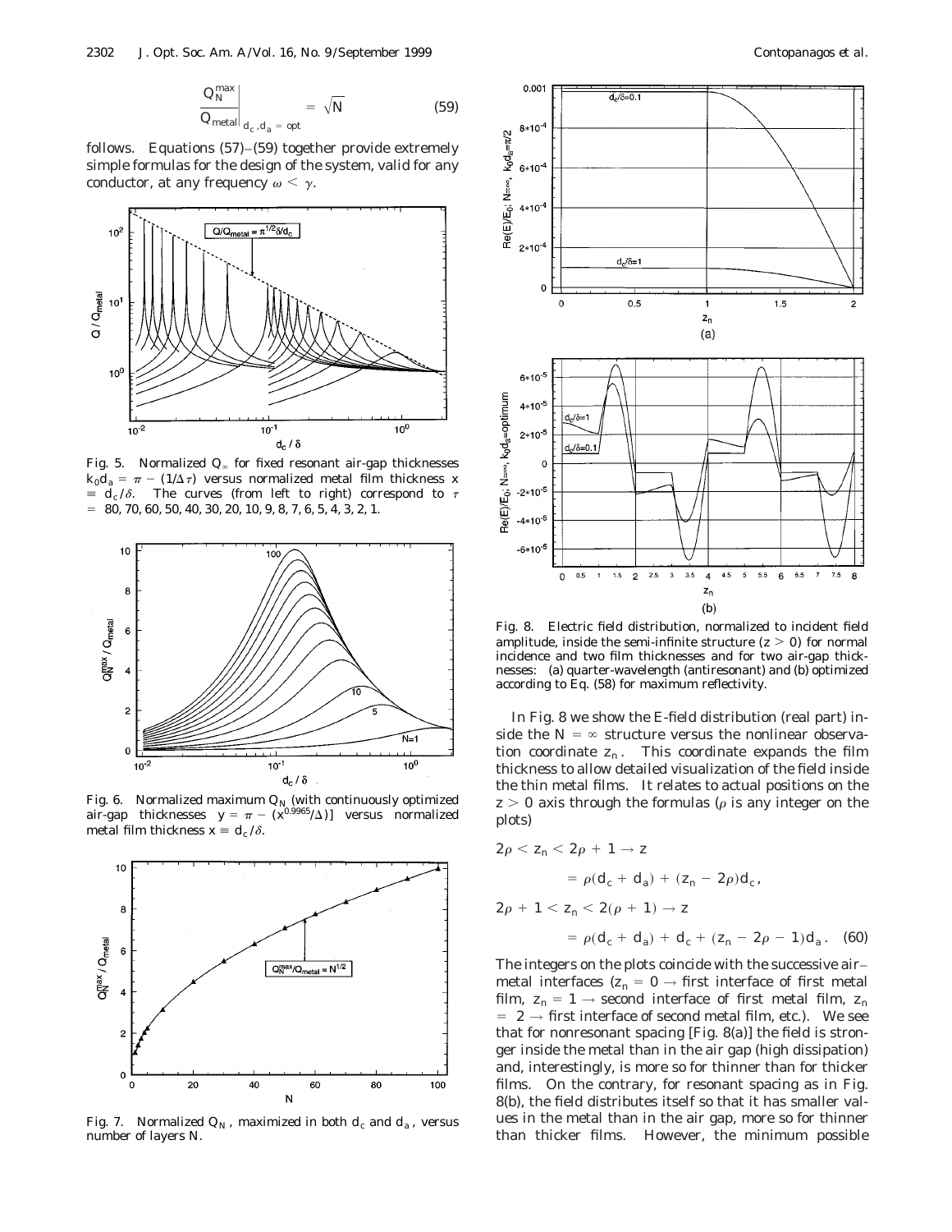$$\left.\frac{Q_N^{\max}}{Q_{\text{metal}}}\right|_{d_c, d_a = \text{opt}} = \sqrt{N} \tag{59}$$

follows. Equations (57)–(59) together provide extremely simple formulas for the design of the system, valid for any conductor, at any frequency $\omega < \gamma$.

Fig. 5. Normalized $Q_\infty$ for fixed resonant air-gap thicknesses $k_0 d_a = \pi - (1/\Delta\tau)$ versus normalized metal film thickness $x \equiv d_c/\delta$. The curves (from left to right) correspond to $\tau = 80, 70, 60, 50, 40, 30, 20, 10, 9, 8, 7, 6, 5, 4, 3, 2, 1$.

Fig. 6. Normalized maximum $Q_N$ (with continuously optimized air-gap thicknesses $y = \pi - (x^{0.9965}/\Delta)$] versus normalized metal film thickness $x \equiv d_c/\delta$.

Fig. 7. Normalized $Q_N$, maximized in both $d_c$ and $d_a$, versus number of layers $N$.

Fig. 8. Electric field distribution, normalized to incident field amplitude, inside the semi-infinite structure ($z > 0$) for normal incidence and two film thicknesses and for two air-gap thicknesses: (a) quarter-wavelength (antiresonant) and (b) optimized according to Eq. (58) for maximum reflectivity.

In Fig. 8 we show the E-field distribution (real part) inside the $N = \infty$ structure versus the nonlinear observation coordinate $z_n$. This coordinate expands the film thickness to allow detailed visualization of the field inside the thin metal films. It relates to actual positions on the $z > 0$ axis through the formulas ($\rho$ is any integer on the plots)

$$2\rho < z_n < 2\rho + 1 \rightarrow z = \rho(d_c + d_a) + (z_n - 2\rho)d_c,$$

$$2\rho + 1 < z_n < 2(\rho + 1) \rightarrow z = \rho(d_c + d_a) + d_c + (z_n - 2\rho - 1)d_a. \tag{60}$$

The integers on the plots coincide with the successive air–metal interfaces ($z_n = 0 \rightarrow$ first interface of first metal film, $z_n = 1 \rightarrow$ second interface of first metal film, $z_n = 2 \rightarrow$ first interface of second metal film, etc.). We see that for nonresonant spacing [Fig. 8(a)] the field is stronger inside the metal than in the air gap (high dissipation) and, interestingly, is more so for thinner than for thicker films. On the contrary, for resonant spacing as in Fig. 8(b), the field distributes itself so that it has smaller values in the metal than in the air gap, more so for thinner than thicker films. However, the minimum possible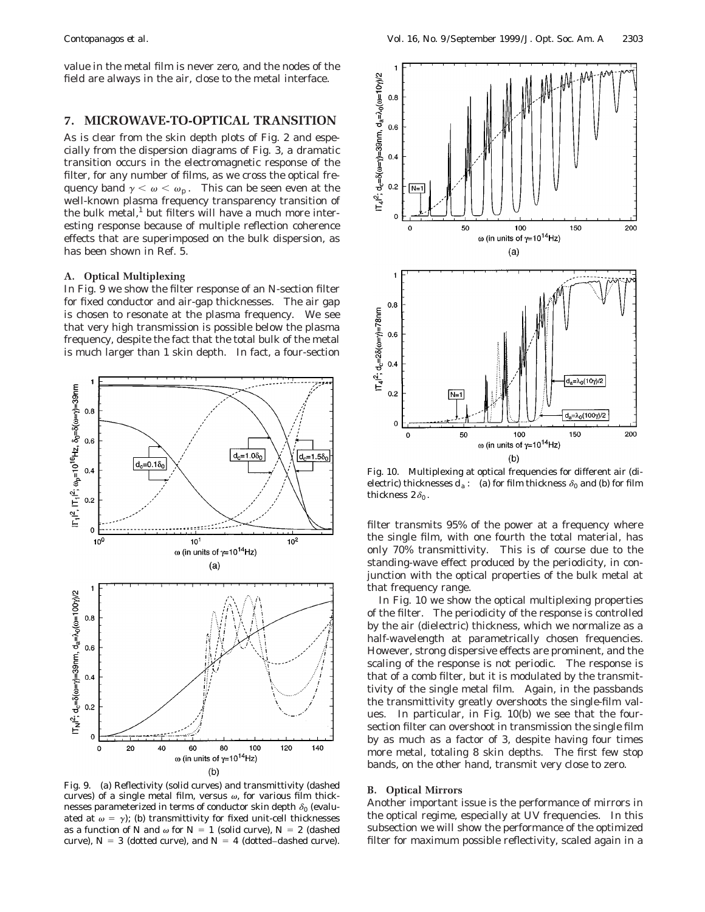value in the metal film is never zero, and the nodes of the field are always in the air, close to the metal interface.

## 7. MICROWAVE-TO-OPTICAL TRANSITION

As is clear from the skin depth plots of Fig. 2 and especially from the dispersion diagrams of Fig. 3, a dramatic transition occurs in the electromagnetic response of the filter, for any number of films, as we cross the optical frequency band $\gamma < \omega < \omega_p$. This can be seen even at the well-known plasma frequency transparency transition of the bulk metal,[1] but filters will have a much more interesting response because of multiple reflection coherence effects that are superimposed on the bulk dispersion, as has been shown in Ref. 5.

### A. Optical Multiplexing

In Fig. 9 we show the filter response of an $N$-section filter for fixed conductor and air-gap thicknesses. The air gap is chosen to resonate at the plasma frequency. We see that very high transmission is possible below the plasma frequency, despite the fact that the total bulk of the metal is much larger than 1 skin depth. In fact, a four-section filter transmits 95% of the power at a frequency where the single film, with one fourth the total material, has only 70% transmittivity. This is of course due to the standing-wave effect produced by the periodicity, in conjunction with the optical properties of the bulk metal at that frequency range.

Fig. 9. (a) Reflectivity (solid curves) and transmittivity (dashed curves) of a single metal film, versus $\omega$, for various film thicknesses parameterized in terms of conductor skin depth $\delta_0$ (evaluated at $\omega = \gamma$); (b) transmittivity for fixed unit-cell thicknesses as a function of $N$ and $\omega$ for $N = 1$ (solid curve), $N = 2$ (dashed curve), $N = 3$ (dotted curve), and $N = 4$ (dotted–dashed curve).

Fig. 10. Multiplexing at optical frequencies for different air (dielectric) thicknesses $d_a$: (a) for film thickness $\delta_0$ and (b) for film thickness $2\delta_0$.

In Fig. 10 we show the optical multiplexing properties of the filter. The periodicity of the response is controlled by the air (dielectric) thickness, which we normalize as a half-wavelength at parametrically chosen frequencies. However, strong dispersive effects are prominent, and the scaling of the response is not periodic. The response is that of a comb filter, but it is modulated by the transmittivity of the single metal film. Again, in the passbands the transmittivity greatly overshoots the single-film values. In particular, in Fig. 10(b) we see that the four-section filter can overshoot in transmission the single film by as much as a factor of 3, despite having four times more metal, totaling 8 skin depths. The first few stop bands, on the other hand, transmit very close to zero.

### B. Optical Mirrors

Another important issue is the performance of mirrors in the optical regime, especially at UV frequencies. In this subsection we will show the performance of the optimized filter for maximum possible reflectivity, scaled again in a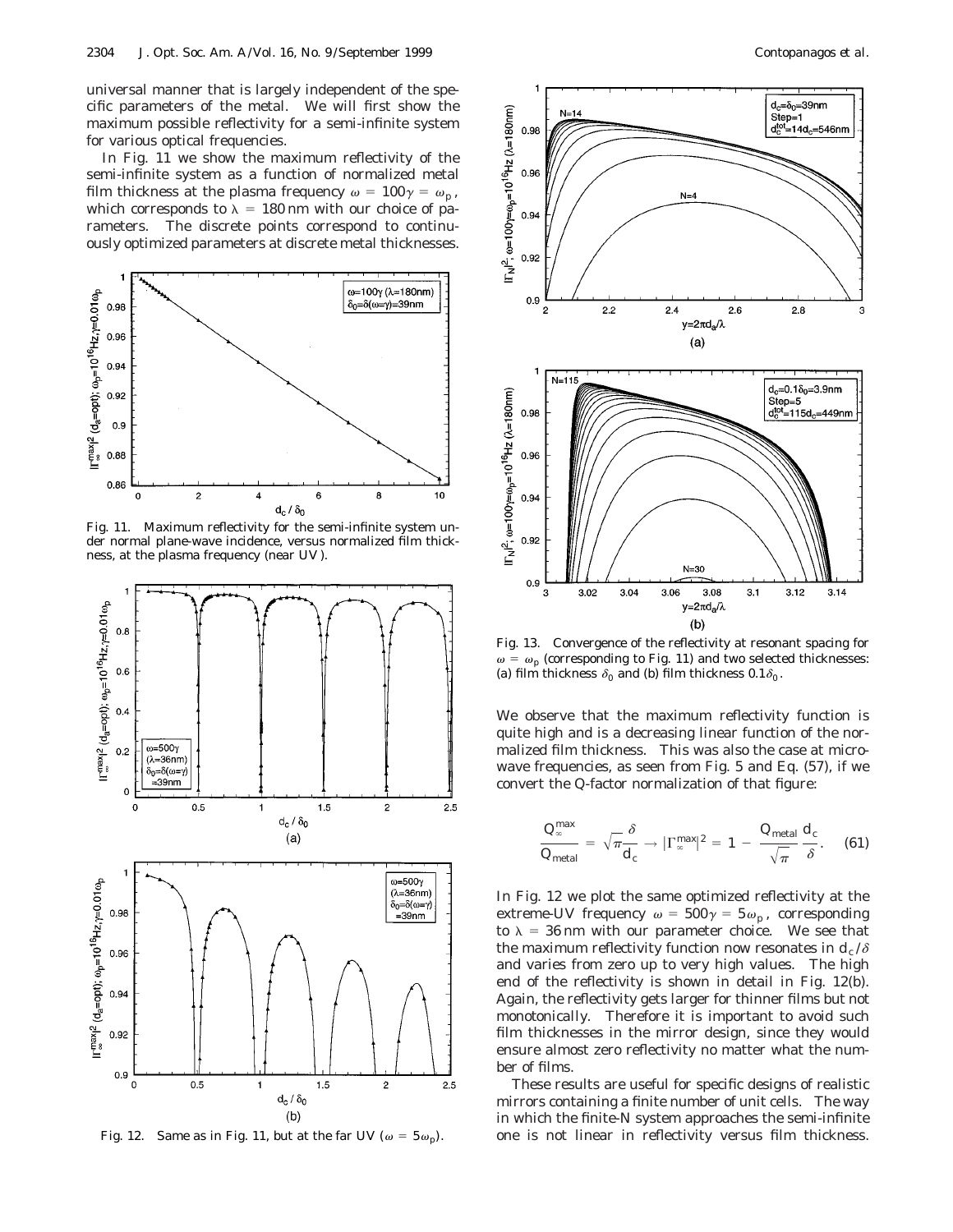universal manner that is largely independent of the specific parameters of the metal. We will first show the maximum possible reflectivity for a semi-infinite system for various optical frequencies.

In Fig. 11 we show the maximum reflectivity of the semi-infinite system as a function of normalized metal film thickness at the plasma frequency $\omega = 100\gamma = \omega_p$, which corresponds to $\lambda = 180\,\text{nm}$ with our choice of parameters. The discrete points correspond to continuously optimized parameters at discrete metal thicknesses.

Fig. 11. Maximum reflectivity for the semi-infinite system under normal plane-wave incidence, versus normalized film thickness, at the plasma frequency (near UV).

Fig. 12. Same as in Fig. 11, but at the far UV ($\omega = 5\omega_p$).

Fig. 13. Convergence of the reflectivity at resonant spacing for $\omega = \omega_p$ (corresponding to Fig. 11) and two selected thicknesses: (a) film thickness $\delta_0$ and (b) film thickness $0.1\delta_0$.

We observe that the maximum reflectivity function is quite high and is a decreasing linear function of the normalized film thickness. This was also the case at microwave frequencies, as seen from Fig. 5 and Eq. (57), if we convert the Q-factor normalization of that figure:

$$\frac{Q_\infty^{\max}}{Q_{\text{metal}}} = \sqrt{\pi}\frac{\delta}{d_c} \rightarrow |\Gamma_\infty^{\max}|^2 = 1 - \frac{Q_{\text{metal}}}{\sqrt{\pi}}\frac{d_c}{\delta}. \quad (61)$$

In Fig. 12 we plot the same optimized reflectivity at the extreme-UV frequency $\omega = 500\gamma = 5\omega_p$, corresponding to $\lambda = 36\,\text{nm}$ with our parameter choice. We see that the maximum reflectivity function now resonates in $d_c/\delta$ and varies from zero up to very high values. The high end of the reflectivity is shown in detail in Fig. 12(b). Again, the reflectivity gets larger for thinner films but not monotonically. Therefore it is important to avoid such film thicknesses in the mirror design, since they would ensure almost zero reflectivity no matter what the number of films.

These results are useful for specific designs of realistic mirrors containing a finite number of unit cells. The way in which the finite-N system approaches the semi-infinite one is not linear in reflectivity versus film thickness.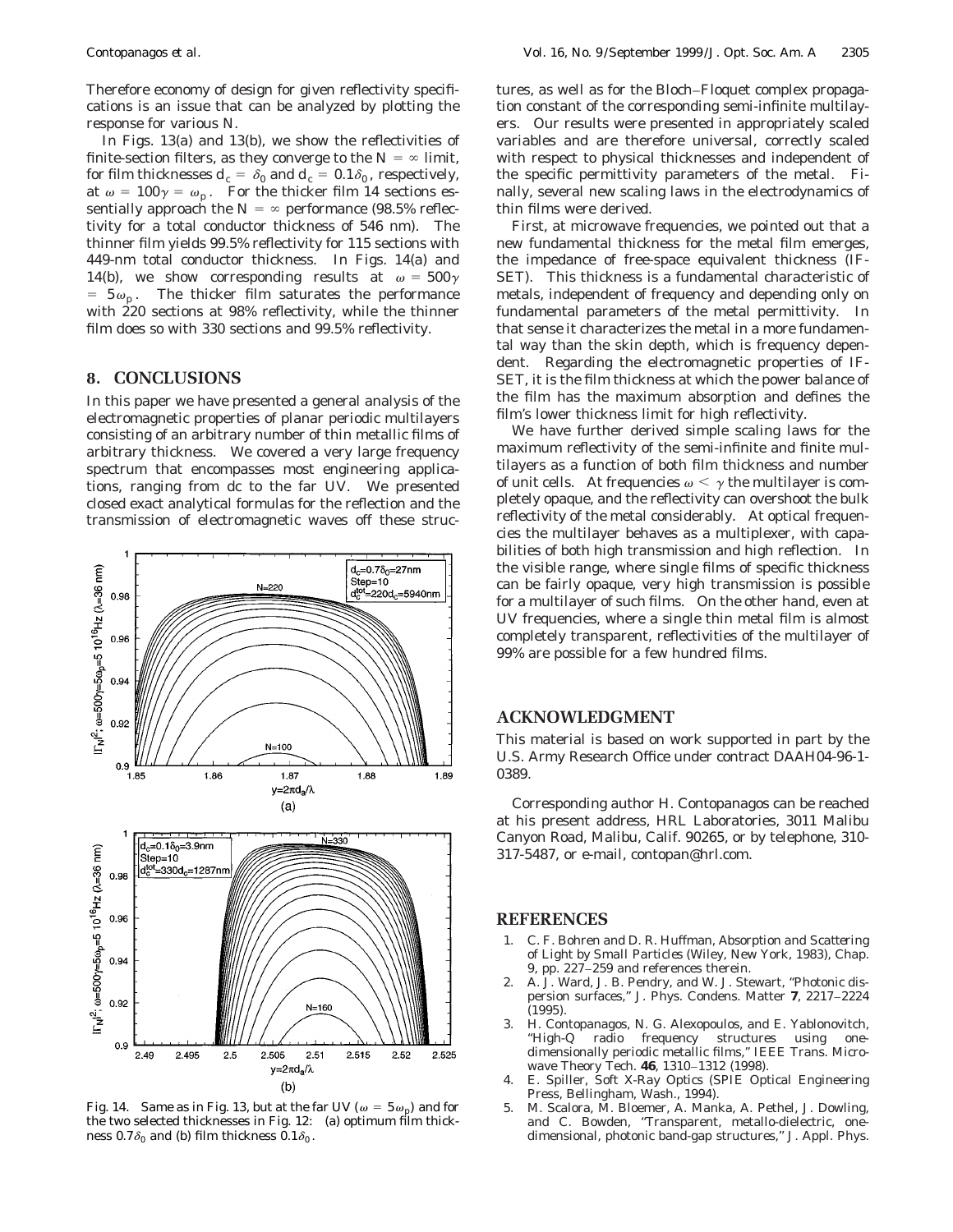Therefore economy of design for given reflectivity specifications is an issue that can be analyzed by plotting the response for various $N$.

In Figs. 13(a) and 13(b), we show the reflectivities of finite-section filters, as they converge to the $N = \infty$ limit, for film thicknesses $d_c = \delta_0$ and $d_c = 0.1\delta_0$, respectively, at $\omega = 100\gamma = \omega_p$. For the thicker film 14 sections essentially approach the $N = \infty$ performance (98.5% reflectivity for a total conductor thickness of 546 nm). The thinner film yields 99.5% reflectivity for 115 sections with 449-nm total conductor thickness. In Figs. 14(a) and 14(b), we show corresponding results at $\omega = 500\gamma = 5\omega_p$. The thicker film saturates the performance with 220 sections at 98% reflectivity, while the thinner film does so with 330 sections and 99.5% reflectivity.

## 8. CONCLUSIONS

In this paper we have presented a general analysis of the electromagnetic properties of planar periodic multilayers consisting of an arbitrary number of thin metallic films of arbitrary thickness. We covered a very large frequency spectrum that encompasses most engineering applications, ranging from dc to the far UV. We presented closed exact analytical formulas for the reflection and the transmission of electromagnetic waves off these structures, as well as for the Bloch–Floquet complex propagation constant of the corresponding semi-infinite multilayers. Our results were presented in appropriately scaled variables and are therefore universal, correctly scaled with respect to physical thicknesses and independent of the specific permittivity parameters of the metal. Finally, several new scaling laws in the electrodynamics of thin films were derived.

First, at microwave frequencies, we pointed out that a new fundamental thickness for the metal film emerges, the impedance of free-space equivalent thickness (IFSET). This thickness is a fundamental characteristic of metals, independent of frequency and depending only on fundamental parameters of the metal permittivity. In that sense it characterizes the metal in a more fundamental way than the skin depth, which is frequency dependent. Regarding the electromagnetic properties of IFSET, it is the film thickness at which the power balance of the film has the maximum absorption and defines the film's lower thickness limit for high reflectivity.

We have further derived simple scaling laws for the maximum reflectivity of the semi-infinite and finite multilayers as a function of both film thickness and number of unit cells. At frequencies $\omega < \gamma$ the multilayer is completely opaque, and the reflectivity can overshoot the bulk reflectivity of the metal considerably. At optical frequencies the multilayer behaves as a multiplexer, with capabilities of both high transmission and high reflection. In the visible range, where single films of specific thickness can be fairly opaque, very high transmission is possible for a multilayer of such films. On the other hand, even at UV frequencies, where a single thin metal film is almost completely transparent, reflectivities of the multilayer of 99% are possible for a few hundred films.

Fig. 14. Same as in Fig. 13, but at the far UV ($\omega = 5\omega_p$) and for the two selected thicknesses in Fig. 12: (a) optimum film thickness $0.7\delta_0$ and (b) film thickness $0.1\delta_0$.

## ACKNOWLEDGMENT

This material is based on work supported in part by the U.S. Army Research Office under contract DAAH04-96-1-0389.

Corresponding author H. Contopanagos can be reached at his present address, HRL Laboratories, 3011 Malibu Canyon Road, Malibu, Calif. 90265, or by telephone, 310-317-5487, or e-mail, contopan@hrl.com.

## REFERENCES

1. C. F. Bohren and D. R. Huffman, *Absorption and Scattering of Light by Small Particles* (Wiley, New York, 1983), Chap. 9, pp. 227–259 and references therein.
2. A. J. Ward, J. B. Pendry, and W. J. Stewart, "Photonic dispersion surfaces," J. Phys. Condens. Matter **7**, 2217–2224 (1995).
3. H. Contopanagos, N. G. Alexopoulos, and E. Yablonovitch, "High-Q radio frequency structures using one-dimensionally periodic metallic films," IEEE Trans. Microwave Theory Tech. **46**, 1310–1312 (1998).
4. E. Spiller, *Soft X-Ray Optics* (SPIE Optical Engineering Press, Bellingham, Wash., 1994).
5. M. Scalora, M. Bloemer, A. Manka, A. Pethel, J. Dowling, and C. Bowden, "Transparent, metallo-dielectric, one-dimensional, photonic band-gap structures," J. Appl. Phys.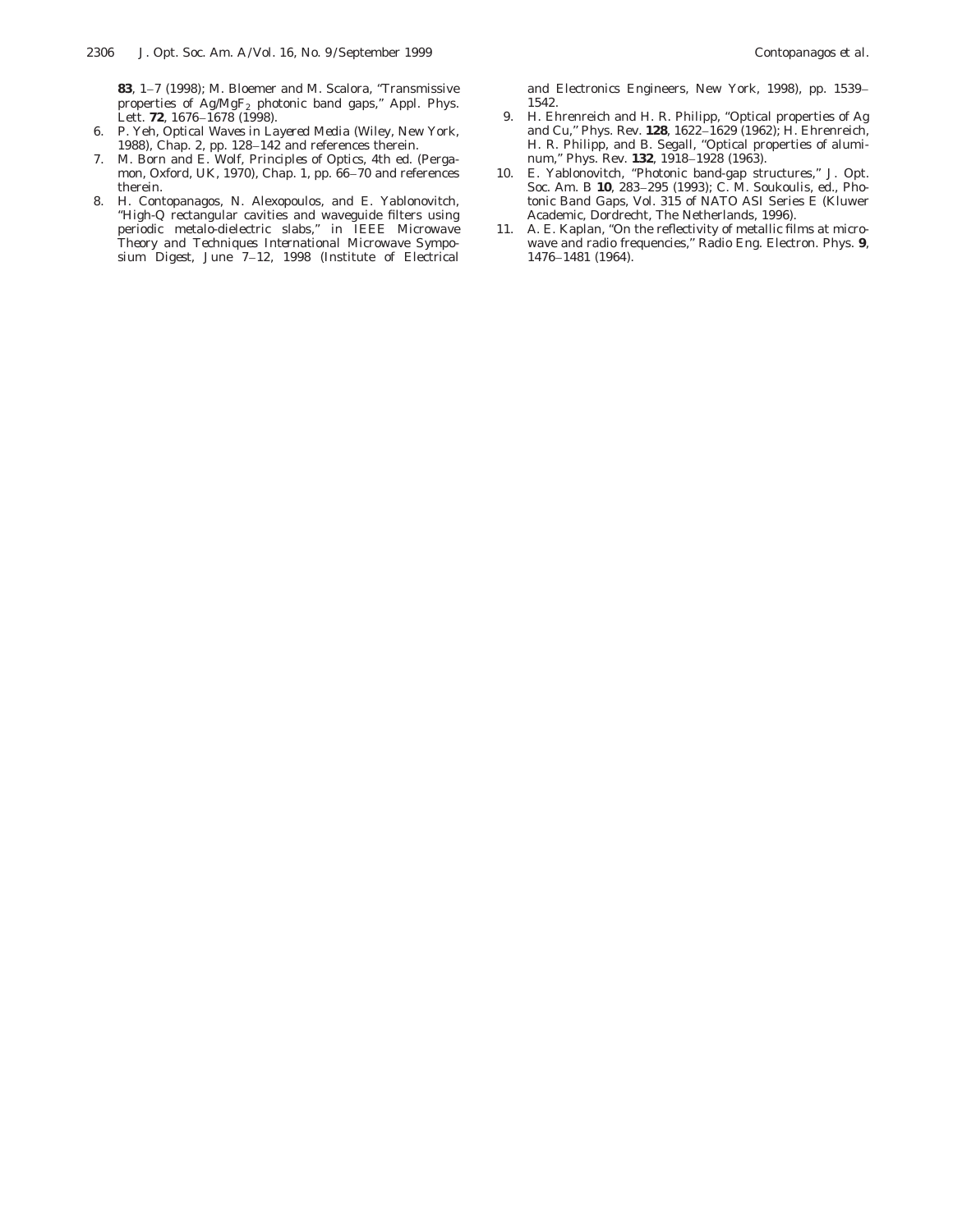**83**, 1–7 (1998); M. Bloemer and M. Scalora, "Transmissive properties of Ag/$MgF_2$ photonic band gaps," Appl. Phys. Lett. **72**, 1676–1678 (1998).

6. P. Yeh, *Optical Waves in Layered Media* (Wiley, New York, 1988), Chap. 2, pp. 128–142 and references therein.
7. M. Born and E. Wolf, *Principles of Optics*, 4th ed. (Pergamon, Oxford, UK, 1970), Chap. 1, pp. 66–70 and references therein.
8. H. Contopanagos, N. Alexopoulos, and E. Yablonovitch, "High-Q rectangular cavities and waveguide filters using periodic metalo-dielectric slabs," in *IEEE Microwave Theory and Techniques International Microwave Symposium Digest, June 7–12, 1998* (Institute of Electrical and Electronics Engineers, New York, 1998), pp. 1539–1542.
9. H. Ehrenreich and H. R. Philipp, "Optical properties of Ag and Cu," Phys. Rev. **128**, 1622–1629 (1962); H. Ehrenreich, H. R. Philipp, and B. Segall, "Optical properties of aluminum," Phys. Rev. **132**, 1918–1928 (1963).
10. E. Yablonovitch, "Photonic band-gap structures," J. Opt. Soc. Am. B **10**, 283–295 (1993); C. M. Soukoulis, ed., *Photonic Band Gaps*, Vol. 315 of NATO ASI Series E (Kluwer Academic, Dordrecht, The Netherlands, 1996).
11. A. E. Kaplan, "On the reflectivity of metallic films at microwave and radio frequencies," Radio Eng. Electron. Phys. **9**, 1476–1481 (1964).